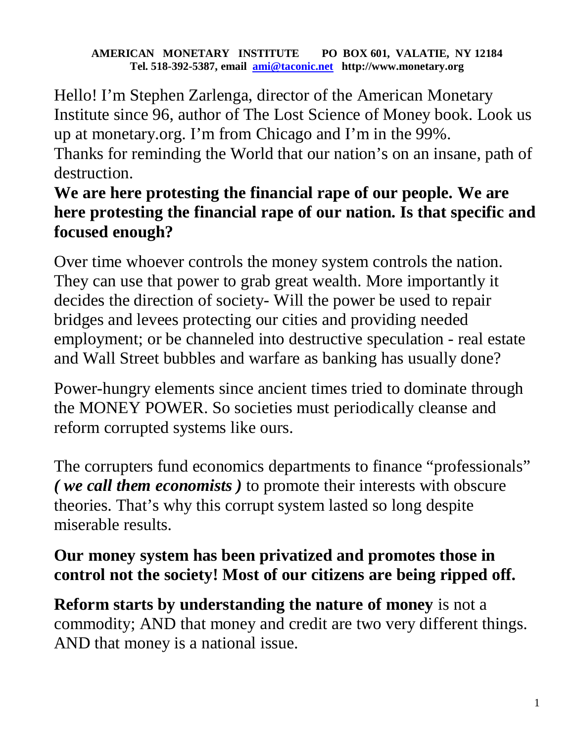**AMERICAN MONETARY INSTITUTE PO BOX 601, VALATIE, NY 12184**
**Tel. 518-392-5387, email [ami@taconic.net](mailto:ami@taconic.net) http://www.monetary.org**

Hello! I'm Stephen Zarlenga, director of the American Monetary Institute since 96, author of The Lost Science of Money book. Look us up at monetary.org. I'm from Chicago and I'm in the 99%.
Thanks for reminding the World that our nation's on an insane, path of destruction.

**We are here protesting the financial rape of our people. We are here protesting the financial rape of our nation. Is that specific and focused enough?**

Over time whoever controls the money system controls the nation. They can use that power to grab great wealth. More importantly it decides the direction of society- Will the power be used to repair bridges and levees protecting our cities and providing needed employment; or be channeled into destructive speculation - real estate and Wall Street bubbles and warfare as banking has usually done?

Power-hungry elements since ancient times tried to dominate through the MONEY POWER. So societies must periodically cleanse and reform corrupted systems like ours.

The corrupters fund economics departments to finance "professionals" ***( we call them economists )*** to promote their interests with obscure theories. That's why this corrupt system lasted so long despite miserable results.

**Our money system has been privatized and promotes those in control not the society! Most of our citizens are being ripped off.**

**Reform starts by understanding the nature of money** is not a commodity; AND that money and credit are two very different things. AND that money is a national issue.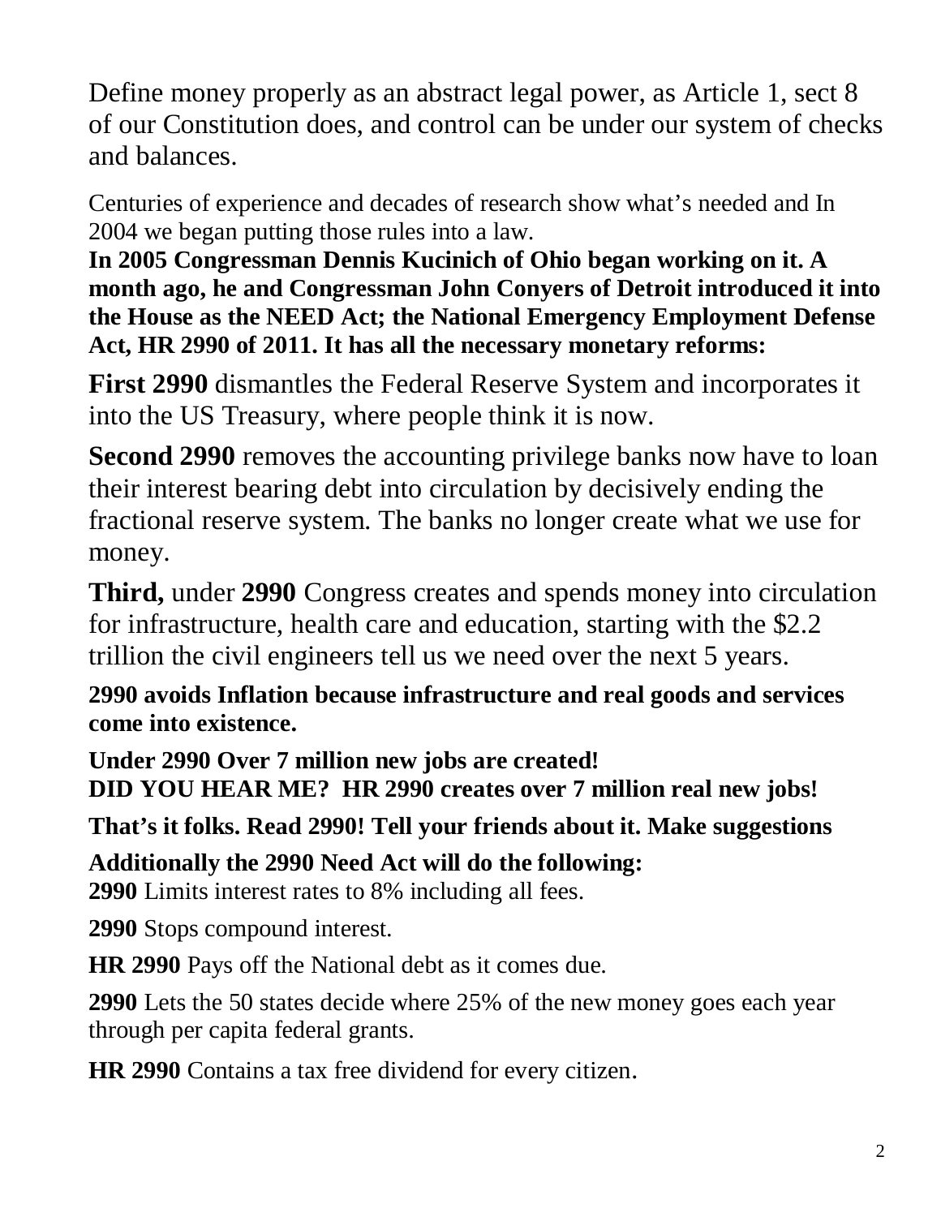Define money properly as an abstract legal power, as Article 1, sect 8 of our Constitution does, and control can be under our system of checks and balances.

Centuries of experience and decades of research show what's needed and In 2004 we began putting those rules into a law.

**In 2005 Congressman Dennis Kucinich of Ohio began working on it. A month ago, he and Congressman John Conyers of Detroit introduced it into the House as the NEED Act; the National Emergency Employment Defense Act, HR 2990 of 2011. It has all the necessary monetary reforms:**

**First 2990** dismantles the Federal Reserve System and incorporates it into the US Treasury, where people think it is now.

**Second 2990** removes the accounting privilege banks now have to loan their interest bearing debt into circulation by decisively ending the fractional reserve system. The banks no longer create what we use for money.

**Third,** under **2990** Congress creates and spends money into circulation for infrastructure, health care and education, starting with the $2.2 trillion the civil engineers tell us we need over the next 5 years.

**2990 avoids Inflation because infrastructure and real goods and services come into existence.**

**Under 2990 Over 7 million new jobs are created!**
**DID YOU HEAR ME? HR 2990 creates over 7 million real new jobs!**

**That's it folks. Read 2990! Tell your friends about it. Make suggestions**

**Additionally the 2990 Need Act will do the following:**

**2990** Limits interest rates to 8% including all fees.

**2990** Stops compound interest.

**HR 2990** Pays off the National debt as it comes due.

**2990** Lets the 50 states decide where 25% of the new money goes each year through per capita federal grants.

**HR 2990** Contains a tax free dividend for every citizen.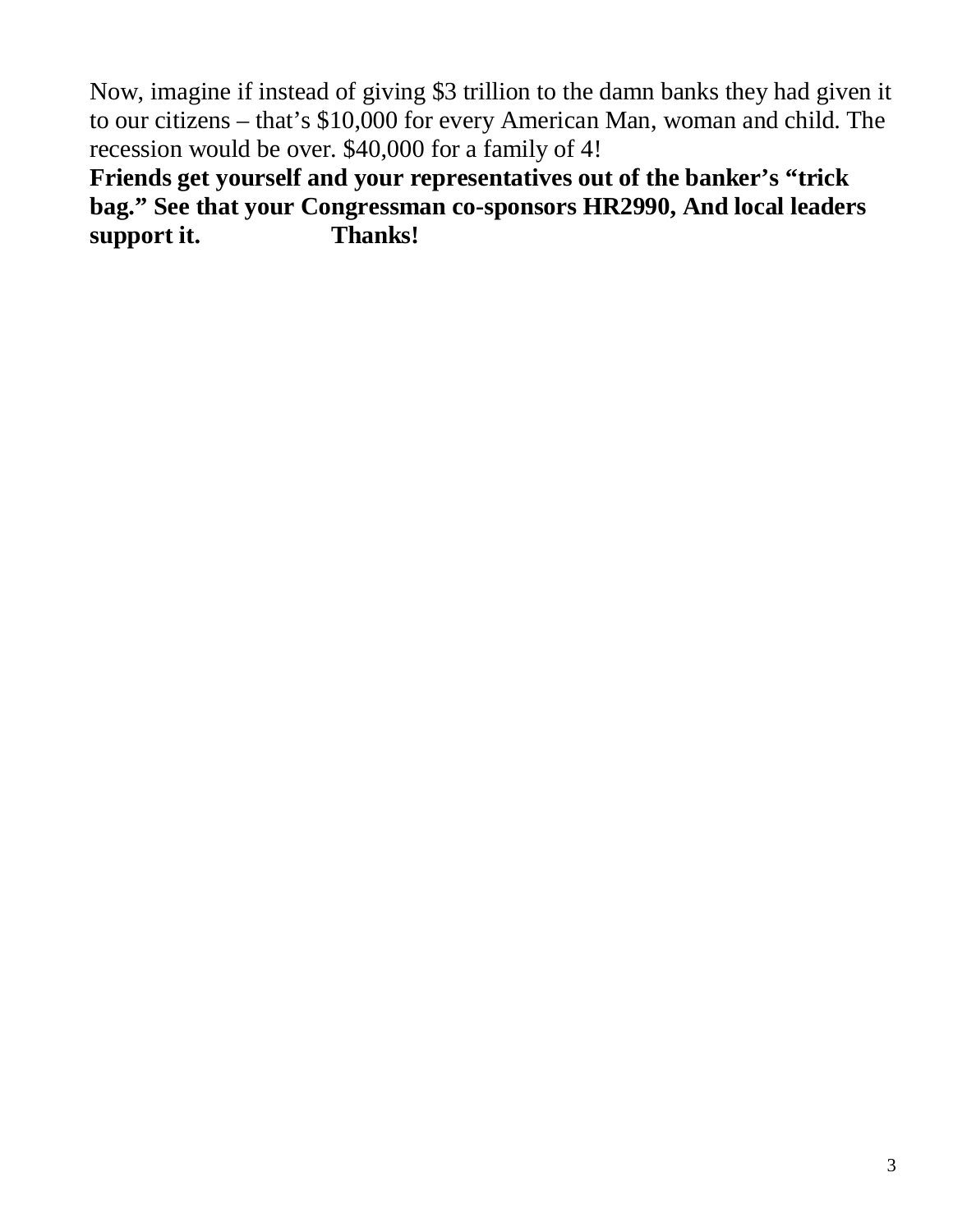Now, imagine if instead of giving $3 trillion to the damn banks they had given it to our citizens – that's $10,000 for every American Man, woman and child. The recession would be over. $40,000 for a family of 4!

**Friends get yourself and your representatives out of the banker's "trick bag." See that your Congressman co-sponsors HR2990, And local leaders support it. Thanks!**